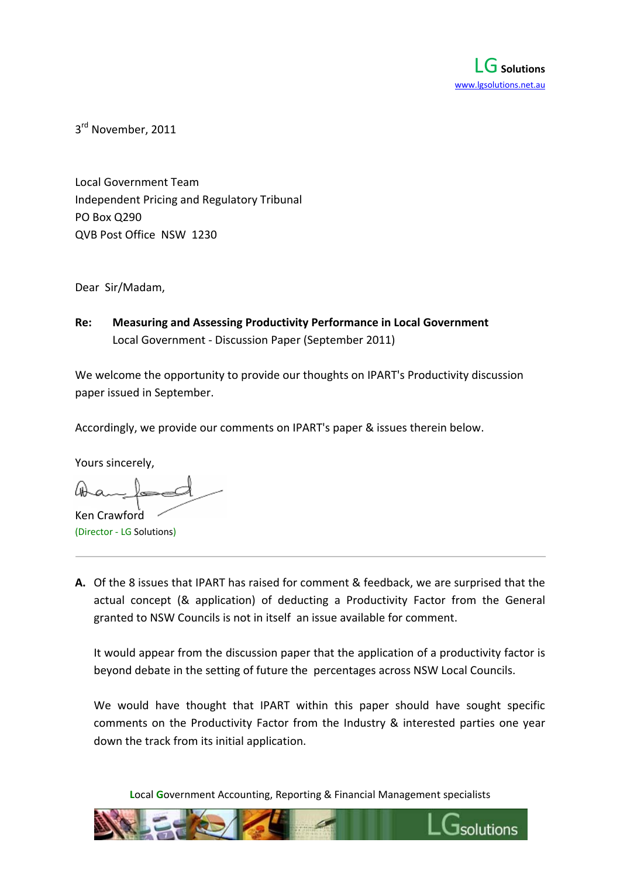LG Solutions
www.lgsolutions.net.au

3rd November, 2011

Local Government Team
Independent Pricing and Regulatory Tribunal
PO Box Q290
QVB Post Office NSW 1230

Dear Sir/Madam,

**Re: Measuring and Assessing Productivity Performance in Local Government**
Local Government - Discussion Paper (September 2011)

We welcome the opportunity to provide our thoughts on IPART's Productivity discussion paper issued in September.

Accordingly, we provide our comments on IPART's paper & issues therein below.

Yours sincerely,

Ken Crawford
(Director - LG Solutions)

---

**A.** Of the 8 issues that IPART has raised for comment & feedback, we are surprised that the actual concept (& application) of deducting a Productivity Factor from the General granted to NSW Councils is not in itself an issue available for comment.

It would appear from the discussion paper that the application of a productivity factor is beyond debate in the setting of future the percentages across NSW Local Councils.

We would have thought that IPART within this paper should have sought specific comments on the Productivity Factor from the Industry & interested parties one year down the track from its initial application.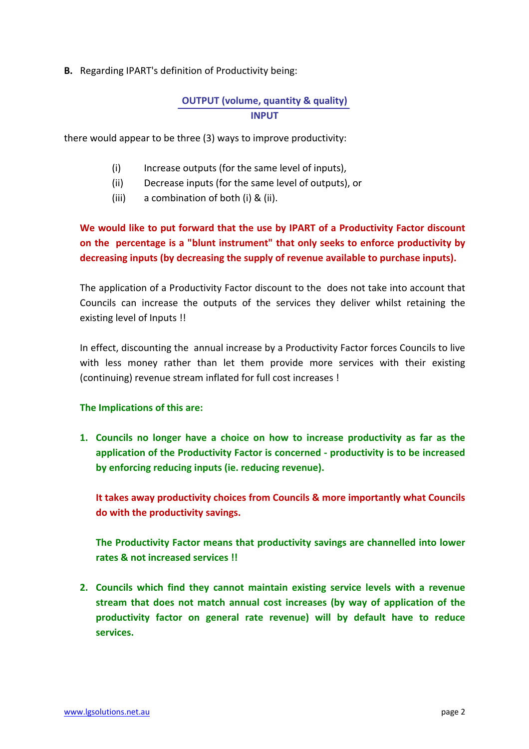**B.** Regarding IPART's definition of Productivity being:

$$\frac{\textbf{OUTPUT (volume, quantity \& quality)}}{\textbf{INPUT}}$$

there would appear to be three (3) ways to improve productivity:

- (i) Increase outputs (for the same level of inputs),
- (ii) Decrease inputs (for the same level of outputs), or
- (iii) a combination of both (i) & (ii).

**We would like to put forward that the use by IPART of a Productivity Factor discount on the percentage is a "blunt instrument" that only seeks to enforce productivity by decreasing inputs (by decreasing the supply of revenue available to purchase inputs).**

The application of a Productivity Factor discount to the does not take into account that Councils can increase the outputs of the services they deliver whilst retaining the existing level of Inputs !!

In effect, discounting the annual increase by a Productivity Factor forces Councils to live with less money rather than let them provide more services with their existing (continuing) revenue stream inflated for full cost increases !

**The Implications of this are:**

1. **Councils no longer have a choice on how to increase productivity as far as the application of the Productivity Factor is concerned - productivity is to be increased by enforcing reducing inputs (ie. reducing revenue).**

   **It takes away productivity choices from Councils & more importantly what Councils do with the productivity savings.**

   **The Productivity Factor means that productivity savings are channelled into lower rates & not increased services !!**

2. **Councils which find they cannot maintain existing service levels with a revenue stream that does not match annual cost increases (by way of application of the productivity factor on general rate revenue) will by default have to reduce services.**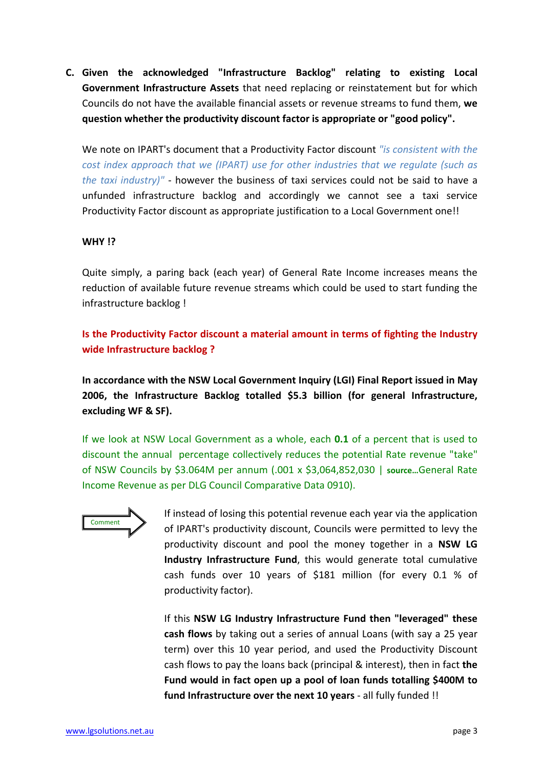**C. Given the acknowledged "Infrastructure Backlog" relating to existing Local Government Infrastructure Assets** that need replacing or reinstatement but for which Councils do not have the available financial assets or revenue streams to fund them, **we question whether the productivity discount factor is appropriate or "good policy".**

We note on IPART's document that a Productivity Factor discount *"is consistent with the cost index approach that we (IPART) use for other industries that we regulate (such as the taxi industry)"* - however the business of taxi services could not be said to have a unfunded infrastructure backlog and accordingly we cannot see a taxi service Productivity Factor discount as appropriate justification to a Local Government one!!

**WHY !?**

Quite simply, a paring back (each year) of General Rate Income increases means the reduction of available future revenue streams which could be used to start funding the infrastructure backlog !

**Is the Productivity Factor discount a material amount in terms of fighting the Industry wide Infrastructure backlog ?**

**In accordance with the NSW Local Government Inquiry (LGI) Final Report issued in May 2006, the Infrastructure Backlog totalled $5.3 billion (for general Infrastructure, excluding WF & SF).**

If we look at NSW Local Government as a whole, each **0.1** of a percent that is used to discount the annual percentage collectively reduces the potential Rate revenue "take" of NSW Councils by $3.064M per annum (.001 x $3,064,852,030 | **source...**General Rate Income Revenue as per DLG Council Comparative Data 0910).

Comment

If instead of losing this potential revenue each year via the application of IPART's productivity discount, Councils were permitted to levy the productivity discount and pool the money together in a **NSW LG Industry Infrastructure Fund**, this would generate total cumulative cash funds over 10 years of $181 million (for every 0.1 % of productivity factor).

If this **NSW LG Industry Infrastructure Fund then "leveraged" these cash flows** by taking out a series of annual Loans (with say a 25 year term) over this 10 year period, and used the Productivity Discount cash flows to pay the loans back (principal & interest), then in fact **the Fund would in fact open up a pool of loan funds totalling $400M to fund Infrastructure over the next 10 years** - all fully funded !!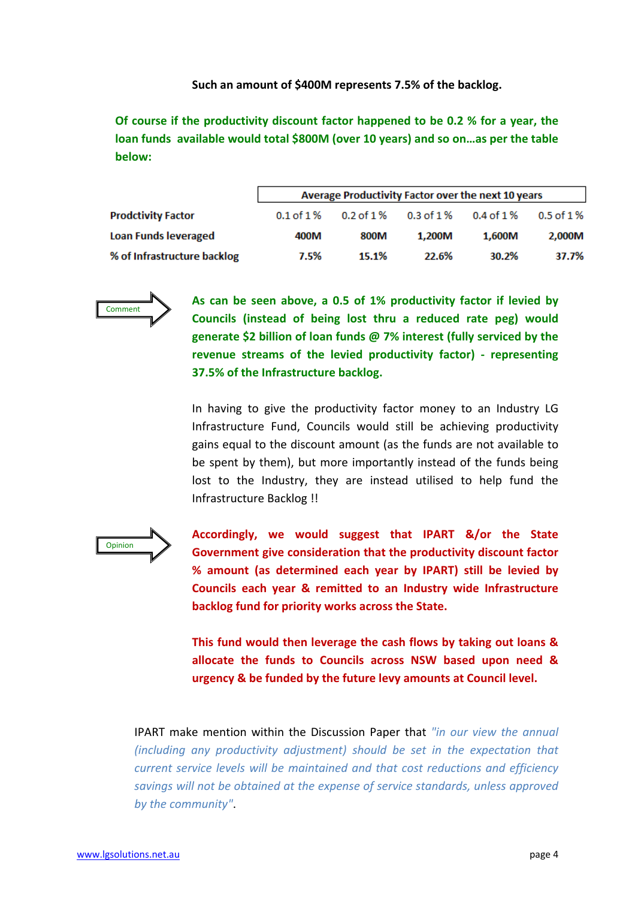**Such an amount of $400M represents 7.5% of the backlog.**

**Of course if the productivity discount factor happened to be 0.2 % for a year, the loan funds available would total $800M (over 10 years) and so on…as per the table below:**

| | Average Productivity Factor over the next 10 years | | | | |
|---|---|---|---|---|---|
| **Prodctivity Factor** | 0.1 of 1 % | 0.2 of 1 % | 0.3 of 1 % | 0.4 of 1 % | 0.5 of 1 % |
| **Loan Funds leveraged** | **400M** | **800M** | **1,200M** | **1,600M** | **2,000M** |
| **% of Infrastructure backlog** | **7.5%** | **15.1%** | **22.6%** | **30.2%** | **37.7%** |

Comment

**As can be seen above, a 0.5 of 1% productivity factor if levied by Councils (instead of being lost thru a reduced rate peg) would generate $2 billion of loan funds @ 7% interest (fully serviced by the revenue streams of the levied productivity factor) - representing 37.5% of the Infrastructure backlog.**

In having to give the productivity factor money to an Industry LG Infrastructure Fund, Councils would still be achieving productivity gains equal to the discount amount (as the funds are not available to be spent by them), but more importantly instead of the funds being lost to the Industry, they are instead utilised to help fund the Infrastructure Backlog !!

Opinion

**Accordingly, we would suggest that IPART &/or the State Government give consideration that the productivity discount factor % amount (as determined each year by IPART) still be levied by Councils each year & remitted to an Industry wide Infrastructure backlog fund for priority works across the State.**

**This fund would then leverage the cash flows by taking out loans & allocate the funds to Councils across NSW based upon need & urgency & be funded by the future levy amounts at Council level.**

IPART make mention within the Discussion Paper that *"in our view the annual (including any productivity adjustment) should be set in the expectation that current service levels will be maintained and that cost reductions and efficiency savings will not be obtained at the expense of service standards, unless approved by the community"*.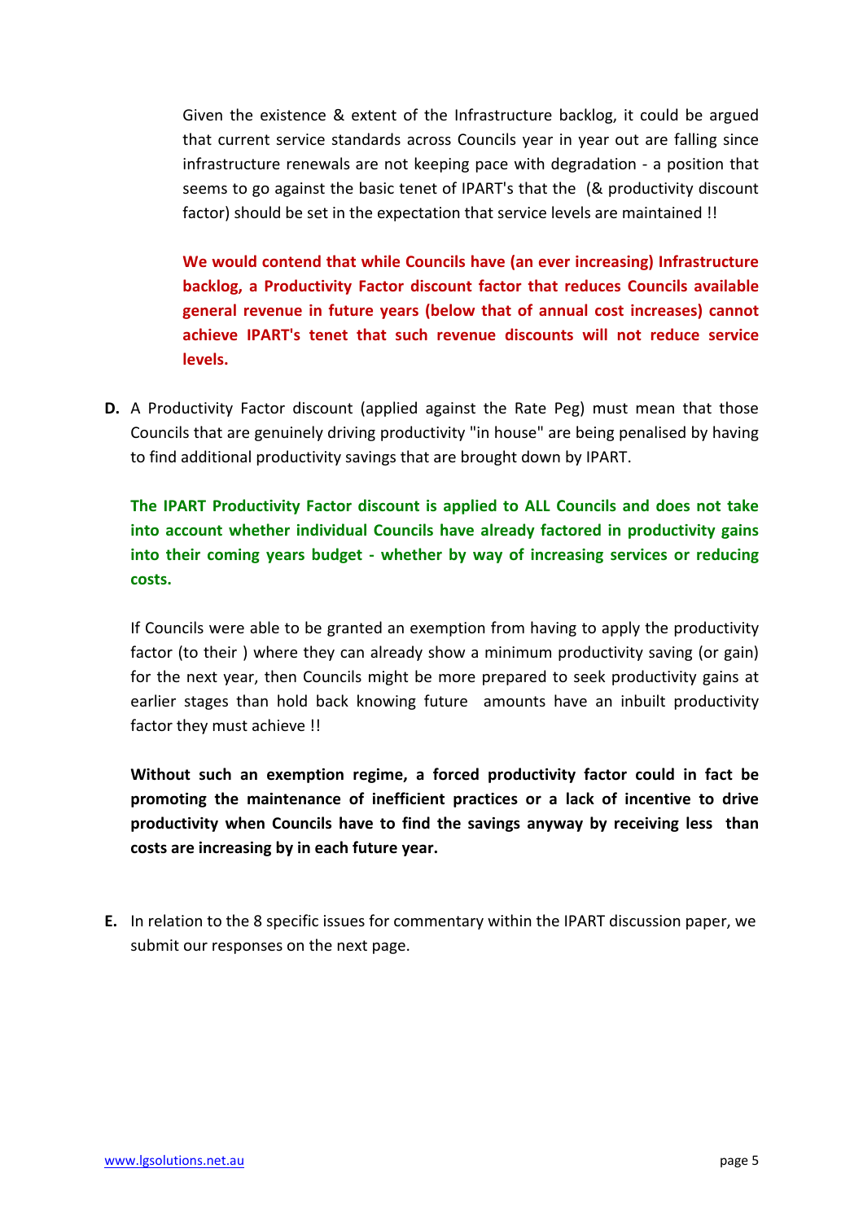Given the existence & extent of the Infrastructure backlog, it could be argued that current service standards across Councils year in year out are falling since infrastructure renewals are not keeping pace with degradation - a position that seems to go against the basic tenet of IPART's that the  (& productivity discount factor) should be set in the expectation that service levels are maintained !!

**We would contend that while Councils have (an ever increasing) Infrastructure backlog, a Productivity Factor discount factor that reduces Councils available general revenue in future years (below that of annual cost increases) cannot achieve IPART's tenet that such revenue discounts will not reduce service levels.**

**D.** A Productivity Factor discount (applied against the Rate Peg) must mean that those Councils that are genuinely driving productivity "in house" are being penalised by having to find additional productivity savings that are brought down by IPART.

**The IPART Productivity Factor discount is applied to ALL Councils and does not take into account whether individual Councils have already factored in productivity gains into their coming years budget - whether by way of increasing services or reducing costs.**

If Councils were able to be granted an exemption from having to apply the productivity factor (to their ) where they can already show a minimum productivity saving (or gain) for the next year, then Councils might be more prepared to seek productivity gains at earlier stages than hold back knowing future  amounts have an inbuilt productivity factor they must achieve !!

**Without such an exemption regime, a forced productivity factor could in fact be promoting the maintenance of inefficient practices or a lack of incentive to drive productivity when Councils have to find the savings anyway by receiving less  than costs are increasing by in each future year.**

**E.** In relation to the 8 specific issues for commentary within the IPART discussion paper, we submit our responses on the next page.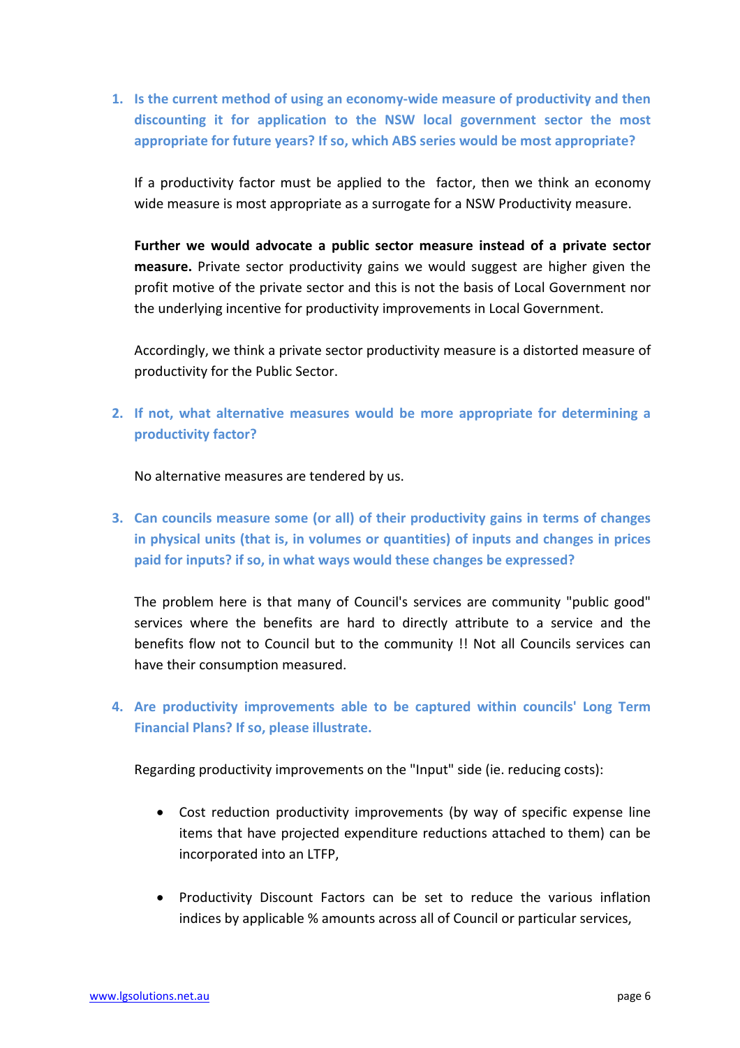1. **Is the current method of using an economy-wide measure of productivity and then discounting it for application to the NSW local government sector the most appropriate for future years? If so, which ABS series would be most appropriate?**

   If a productivity factor must be applied to the  factor, then we think an economy wide measure is most appropriate as a surrogate for a NSW Productivity measure.

   **Further we would advocate a public sector measure instead of a private sector measure.** Private sector productivity gains we would suggest are higher given the profit motive of the private sector and this is not the basis of Local Government nor the underlying incentive for productivity improvements in Local Government.

   Accordingly, we think a private sector productivity measure is a distorted measure of productivity for the Public Sector.

2. **If not, what alternative measures would be more appropriate for determining a productivity factor?**

   No alternative measures are tendered by us.

3. **Can councils measure some (or all) of their productivity gains in terms of changes in physical units (that is, in volumes or quantities) of inputs and changes in prices paid for inputs? if so, in what ways would these changes be expressed?**

   The problem here is that many of Council's services are community "public good" services where the benefits are hard to directly attribute to a service and the benefits flow not to Council but to the community !! Not all Councils services can have their consumption measured.

4. **Are productivity improvements able to be captured within councils' Long Term Financial Plans? If so, please illustrate.**

   Regarding productivity improvements on the "Input" side (ie. reducing costs):

   - Cost reduction productivity improvements (by way of specific expense line items that have projected expenditure reductions attached to them) can be incorporated into an LTFP,

   - Productivity Discount Factors can be set to reduce the various inflation indices by applicable % amounts across all of Council or particular services,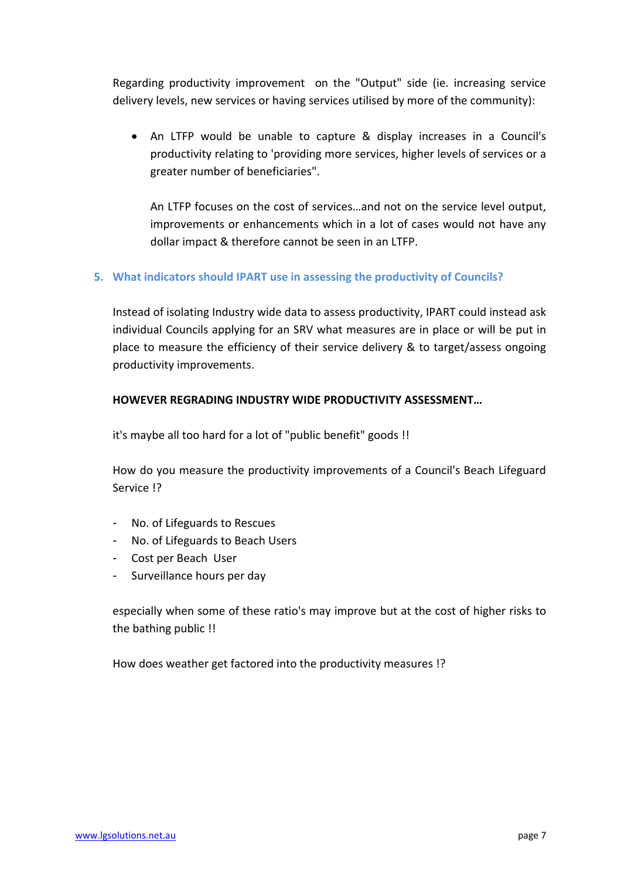Regarding productivity improvement on the "Output" side (ie. increasing service delivery levels, new services or having services utilised by more of the community):

- An LTFP would be unable to capture & display increases in a Council's productivity relating to 'providing more services, higher levels of services or a greater number of beneficiaries".

  An LTFP focuses on the cost of services…and not on the service level output, improvements or enhancements which in a lot of cases would not have any dollar impact & therefore cannot be seen in an LTFP.

## 5. What indicators should IPART use in assessing the productivity of Councils?

Instead of isolating Industry wide data to assess productivity, IPART could instead ask individual Councils applying for an SRV what measures are in place or will be put in place to measure the efficiency of their service delivery & to target/assess ongoing productivity improvements.

**HOWEVER REGRADING INDUSTRY WIDE PRODUCTIVITY ASSESSMENT…**

it's maybe all too hard for a lot of "public benefit" goods !!

How do you measure the productivity improvements of a Council's Beach Lifeguard Service !?

- No. of Lifeguards to Rescues
- No. of Lifeguards to Beach Users
- Cost per Beach User
- Surveillance hours per day

especially when some of these ratio's may improve but at the cost of higher risks to the bathing public !!

How does weather get factored into the productivity measures !?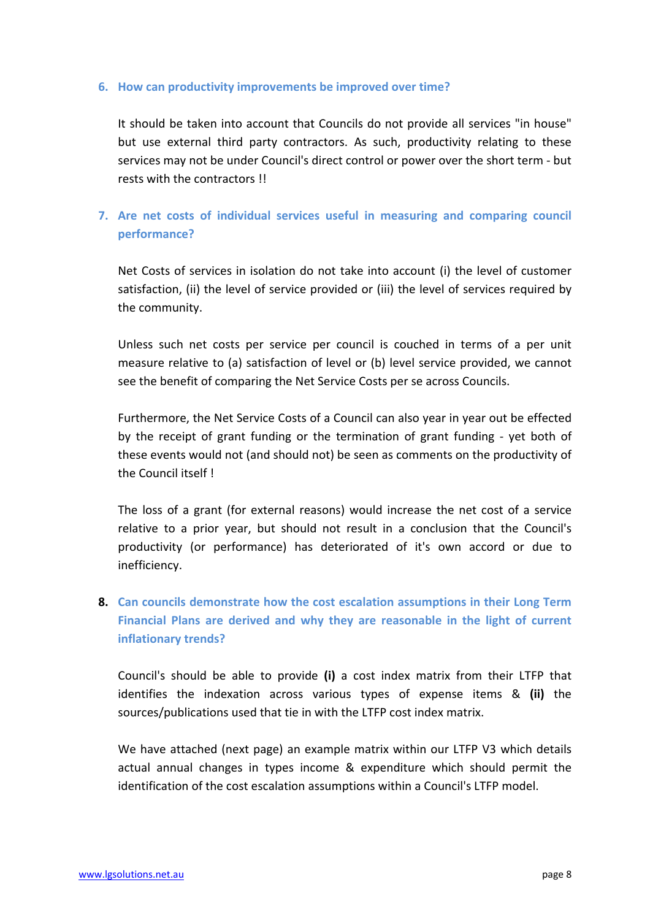### 6. How can productivity improvements be improved over time?

It should be taken into account that Councils do not provide all services "in house" but use external third party contractors. As such, productivity relating to these services may not be under Council's direct control or power over the short term - but rests with the contractors !!

### 7. Are net costs of individual services useful in measuring and comparing council performance?

Net Costs of services in isolation do not take into account (i) the level of customer satisfaction, (ii) the level of service provided or (iii) the level of services required by the community.

Unless such net costs per service per council is couched in terms of a per unit measure relative to (a) satisfaction of level or (b) level service provided, we cannot see the benefit of comparing the Net Service Costs per se across Councils.

Furthermore, the Net Service Costs of a Council can also year in year out be effected by the receipt of grant funding or the termination of grant funding - yet both of these events would not (and should not) be seen as comments on the productivity of the Council itself !

The loss of a grant (for external reasons) would increase the net cost of a service relative to a prior year, but should not result in a conclusion that the Council's productivity (or performance) has deteriorated of it's own accord or due to inefficiency.

### 8. Can councils demonstrate how the cost escalation assumptions in their Long Term Financial Plans are derived and why they are reasonable in the light of current inflationary trends?

Council's should be able to provide **(i)** a cost index matrix from their LTFP that identifies the indexation across various types of expense items & **(ii)** the sources/publications used that tie in with the LTFP cost index matrix.

We have attached (next page) an example matrix within our LTFP V3 which details actual annual changes in types income & expenditure which should permit the identification of the cost escalation assumptions within a Council's LTFP model.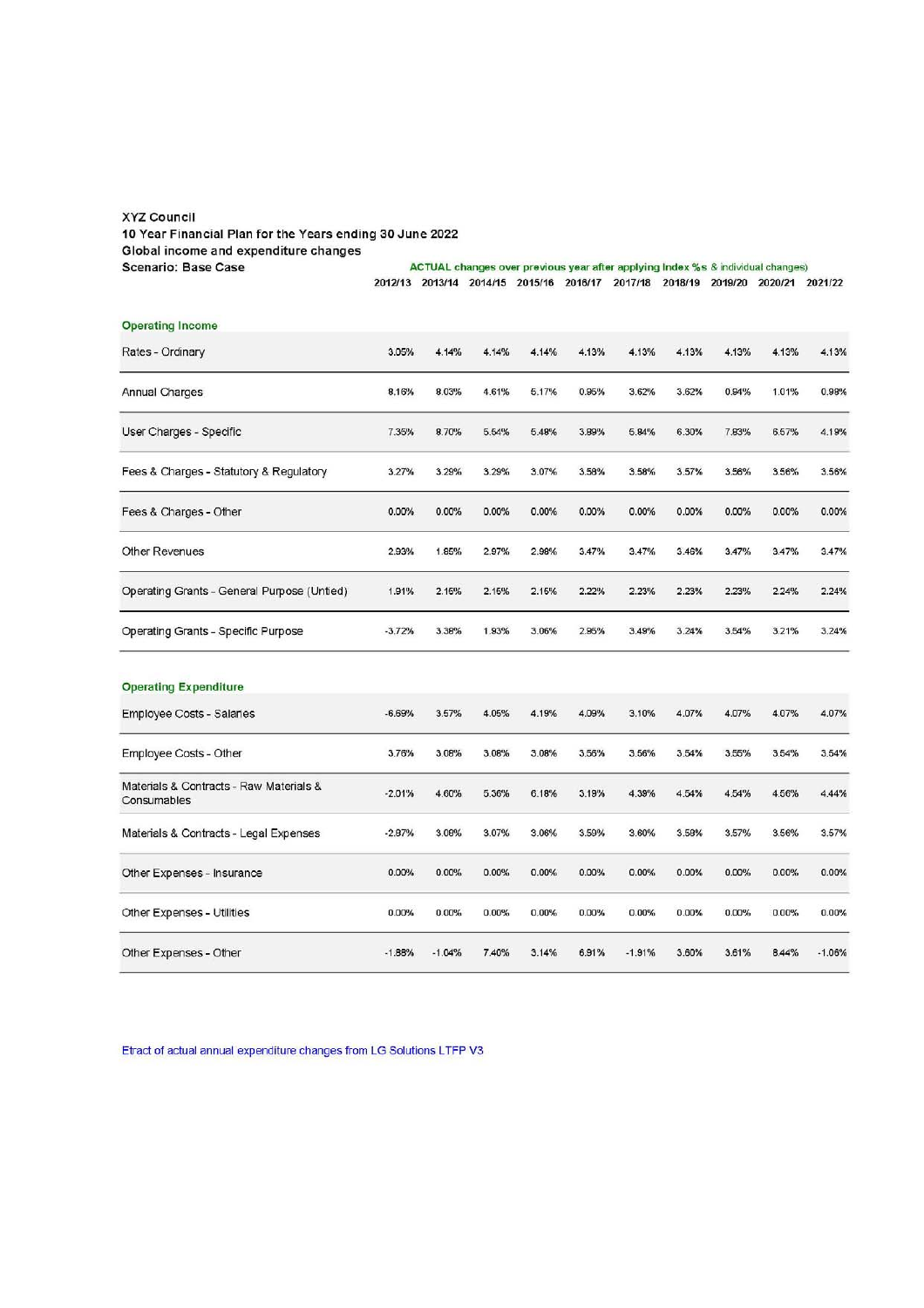XYZ Council
10 Year Financial Plan for the Years ending 30 June 2022
Global income and expenditure changes
Scenario: Base Case

ACTUAL changes over previous year after applying Index %s & individual changes)

| | 2012/13 | 2013/14 | 2014/15 | 2015/16 | 2016/17 | 2017/18 | 2018/19 | 2019/20 | 2020/21 | 2021/22 |
|---|---|---|---|---|---|---|---|---|---|---|
| **Operating Income** | | | | | | | | | | |
| Rates - Ordinary | 3.05% | 4.14% | 4.14% | 4.14% | 4.13% | 4.13% | 4.13% | 4.13% | 4.13% | 4.13% |
| Annual Charges | 8.16% | 8.03% | 4.61% | 5.17% | 0.95% | 3.62% | 3.62% | 0.94% | 1.01% | 0.98% |
| User Charges - Specific | 7.35% | 8.70% | 5.54% | 5.48% | 3.89% | 5.84% | 6.30% | 7.83% | 6.67% | 4.19% |
| Fees & Charges - Statutory & Regulatory | 3.27% | 3.29% | 3.29% | 3.07% | 3.58% | 3.58% | 3.57% | 3.56% | 3.56% | 3.56% |
| Fees & Charges - Other | 0.00% | 0.00% | 0.00% | 0.00% | 0.00% | 0.00% | 0.00% | 0.00% | 0.00% | 0.00% |
| Other Revenues | 2.93% | 1.85% | 2.97% | 2.98% | 3.47% | 3.47% | 3.46% | 3.47% | 3.47% | 3.47% |
| Operating Grants - General Purpose (Untied) | 1.91% | 2.16% | 2.16% | 2.16% | 2.22% | 2.23% | 2.23% | 2.23% | 2.24% | 2.24% |
| Operating Grants - Specific Purpose | -3.72% | 3.38% | 1.93% | 3.06% | 2.95% | 3.49% | 3.24% | 3.54% | 3.21% | 3.24% |
| **Operating Expenditure** | | | | | | | | | | |
| Employee Costs - Salaries | -6.69% | 3.57% | 4.05% | 4.19% | 4.09% | 3.10% | 4.07% | 4.07% | 4.07% | 4.07% |
| Employee Costs - Other | 3.76% | 3.08% | 3.08% | 3.08% | 3.56% | 3.56% | 3.54% | 3.55% | 3.54% | 3.54% |
| Materials & Contracts - Raw Materials & Consumables | -2.01% | 4.60% | 5.36% | 6.18% | 3.19% | 4.39% | 4.54% | 4.54% | 4.56% | 4.44% |
| Materials & Contracts - Legal Expenses | -2.97% | 3.09% | 3.07% | 3.06% | 3.59% | 3.60% | 3.58% | 3.57% | 3.56% | 3.57% |
| Other Expenses - Insurance | 0.00% | 0.00% | 0.00% | 0.00% | 0.00% | 0.00% | 0.00% | 0.00% | 0.00% | 0.00% |
| Other Expenses - Utilities | 0.00% | 0.00% | 0.00% | 0.00% | 0.00% | 0.00% | 0.00% | 0.00% | 0.00% | 0.00% |
| Other Expenses - Other | -1.88% | -1.04% | 7.40% | 3.14% | 6.91% | -1.91% | 3.60% | 3.61% | 8.44% | -1.06% |

Etract of actual annual expenditure changes from LG Solutions LTFP V3